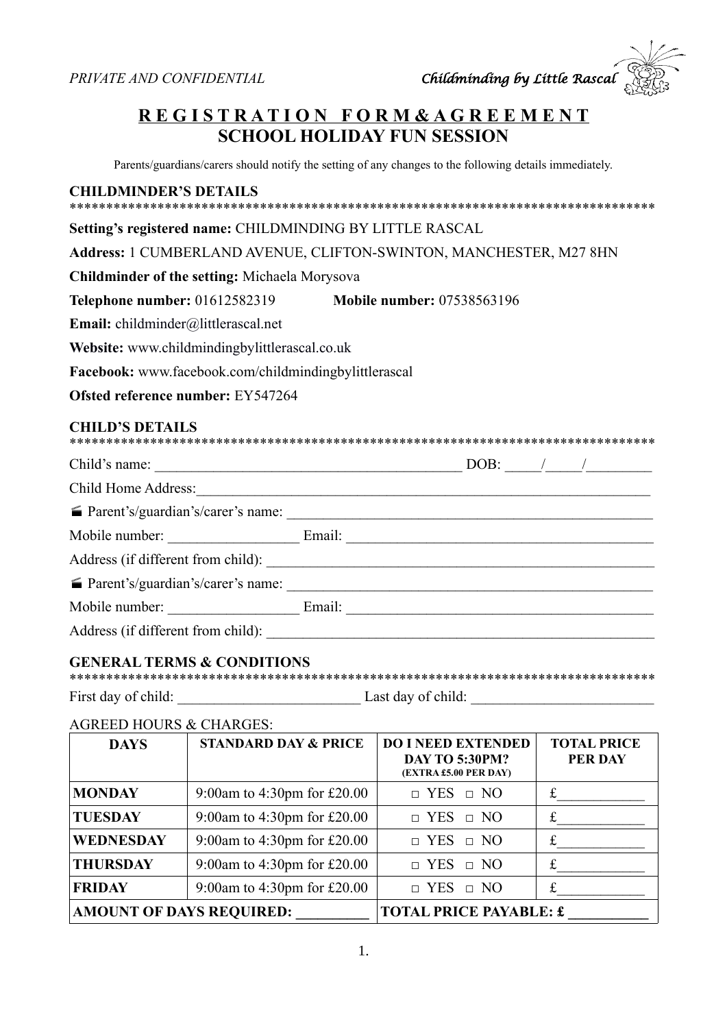*PRIVATE AND CONFIDENTIAL* *Childminding by Little Rascal*

# R E G I S T R A T I O N   F O R M & A G R E E M E N T
## SCHOOL HOLIDAY FUN SESSION

Parents/guardians/carers should notify the setting of any changes to the following details immediately.

### CHILDMINDER'S DETAILS

*******************************************************************************

**Setting's registered name:** CHILDMINDING BY LITTLE RASCAL

**Address:** 1 CUMBERLAND AVENUE, CLIFTON-SWINTON, MANCHESTER, M27 8HN

**Childminder of the setting:** Michaela Morysova

**Telephone number:** 01612582319 **Mobile number:** 07538563196

**Email:** childminder@littlerascal.net

**Website:** www.childmindingbylittlerascal.co.uk

**Facebook:** www.facebook.com/childmindingbylittlerascal

**Ofsted reference number:** EY547264

### CHILD'S DETAILS

*******************************************************************************

Child's name: __________________________________________ DOB: _____/_____/_________

Child Home Address:_______________________________________________________________

🎬 Parent's/guardian's/carer's name: __________________________________________________

Mobile number: __________________ Email: ___________________________________________

Address (if different from child): ______________________________________________________

🎬 Parent's/guardian's/carer's name: __________________________________________________

Mobile number: __________________ Email: ___________________________________________

Address (if different from child): ______________________________________________________

### GENERAL TERMS & CONDITIONS

*******************************************************************************

First day of child: _________________________ Last day of child: _________________________

AGREED HOURS & CHARGES:

| DAYS | STANDARD DAY & PRICE | DO I NEED EXTENDED DAY TO 5:30PM? (EXTRA £5.00 PER DAY) | TOTAL PRICE PER DAY |
|---|---|---|---|
| **MONDAY** | 9:00am to 4:30pm for £20.00 | □ YES □ NO | £____________ |
| **TUESDAY** | 9:00am to 4:30pm for £20.00 | □ YES □ NO | £____________ |
| **WEDNESDAY** | 9:00am to 4:30pm for £20.00 | □ YES □ NO | £____________ |
| **THURSDAY** | 9:00am to 4:30pm for £20.00 | □ YES □ NO | £____________ |
| **FRIDAY** | 9:00am to 4:30pm for £20.00 | □ YES □ NO | £____________ |
| **AMOUNT OF DAYS REQUIRED: __________** | | **TOTAL PRICE PAYABLE: £ ___________** | |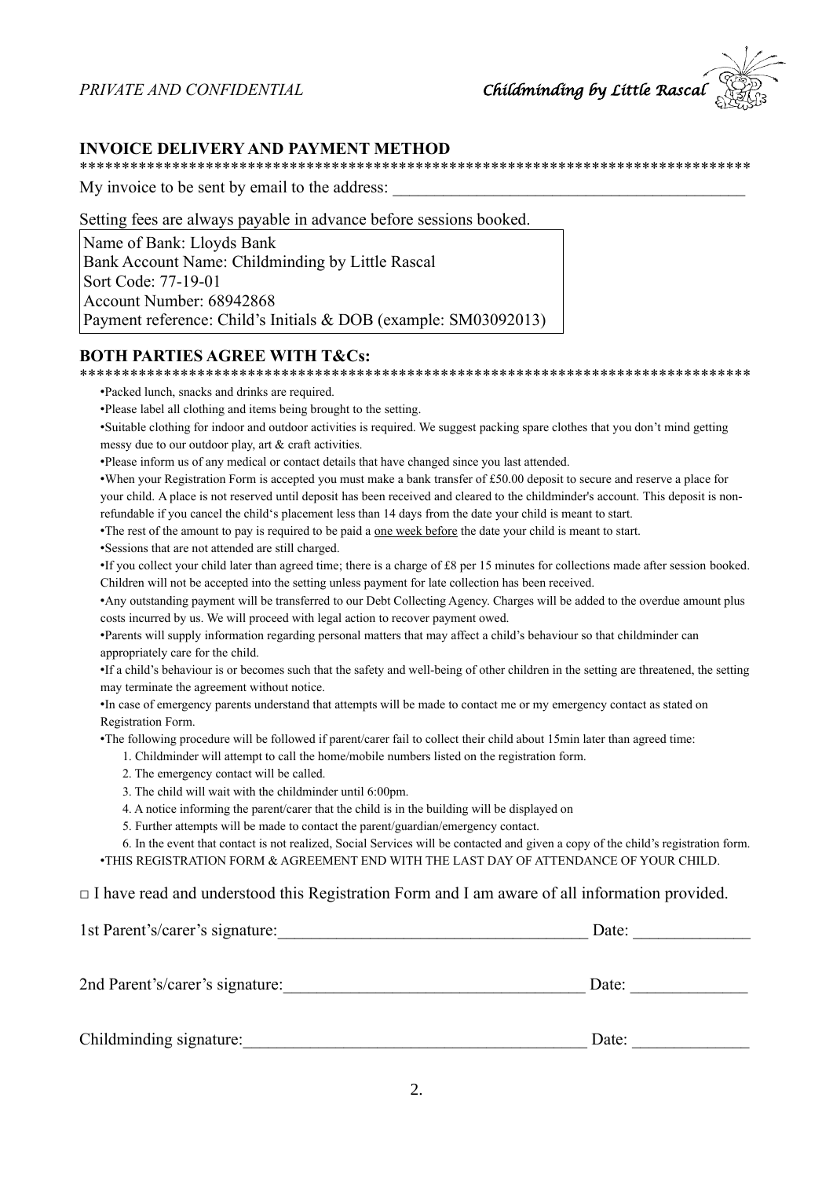## INVOICE DELIVERY AND PAYMENT METHOD

\*\*\*\*\*\*\*\*\*\*\*\*\*\*\*\*\*\*\*\*\*\*\*\*\*\*\*\*\*\*\*\*\*\*\*\*\*\*\*\*\*\*\*\*\*\*\*\*\*\*\*\*\*\*\*\*\*\*\*\*\*\*\*\*\*\*\*\*\*\*\*\*\*\*\*\*\*\*\*\*

My invoice to be sent by email to the address: ________________________________________

Setting fees are always payable in advance before sessions booked.

| Name of Bank: Lloyds Bank<br>Bank Account Name: Childminding by Little Rascal<br>Sort Code: 77-19-01<br>Account Number: 68942868<br>Payment reference: Child's Initials & DOB (example: SM03092013) |
|---|

## BOTH PARTIES AGREE WITH T&Cs:

\*\*\*\*\*\*\*\*\*\*\*\*\*\*\*\*\*\*\*\*\*\*\*\*\*\*\*\*\*\*\*\*\*\*\*\*\*\*\*\*\*\*\*\*\*\*\*\*\*\*\*\*\*\*\*\*\*\*\*\*\*\*\*\*\*\*\*\*\*\*\*\*\*\*\*\*\*\*\*\*

- Packed lunch, snacks and drinks are required.
- Please label all clothing and items being brought to the setting.
- Suitable clothing for indoor and outdoor activities is required. We suggest packing spare clothes that you don't mind getting messy due to our outdoor play, art & craft activities.
- Please inform us of any medical or contact details that have changed since you last attended.
- When your Registration Form is accepted you must make a bank transfer of £50.00 deposit to secure and reserve a place for your child. A place is not reserved until deposit has been received and cleared to the childminder's account. This deposit is non-refundable if you cancel the child's placement less than 14 days from the date your child is meant to start.
- The rest of the amount to pay is required to be paid a <u>one week before</u> the date your child is meant to start.
- Sessions that are not attended are still charged.
- If you collect your child later than agreed time; there is a charge of £8 per 15 minutes for collections made after session booked. Children will not be accepted into the setting unless payment for late collection has been received.
- Any outstanding payment will be transferred to our Debt Collecting Agency. Charges will be added to the overdue amount plus costs incurred by us. We will proceed with legal action to recover payment owed.
- Parents will supply information regarding personal matters that may affect a child's behaviour so that childminder can appropriately care for the child.
- If a child's behaviour is or becomes such that the safety and well-being of other children in the setting are threatened, the setting may terminate the agreement without notice.
- In case of emergency parents understand that attempts will be made to contact me or my emergency contact as stated on Registration Form.
- The following procedure will be followed if parent/carer fail to collect their child about 15min later than agreed time:
    1. Childminder will attempt to call the home/mobile numbers listed on the registration form.
    2. The emergency contact will be called.
    3. The child will wait with the childminder until 6:00pm.
    4. A notice informing the parent/carer that the child is in the building will be displayed on
    5. Further attempts will be made to contact the parent/guardian/emergency contact.
    6. In the event that contact is not realized, Social Services will be contacted and given a copy of the child's registration form.
- THIS REGISTRATION FORM & AGREEMENT END WITH THE LAST DAY OF ATTENDANCE OF YOUR CHILD.

□ I have read and understood this Registration Form and I am aware of all information provided.

1st Parent's/carer's signature:____________________________________ Date: _____________

2nd Parent's/carer's signature:___________________________________ Date: _____________

Childminding signature:________________________________________ Date: _____________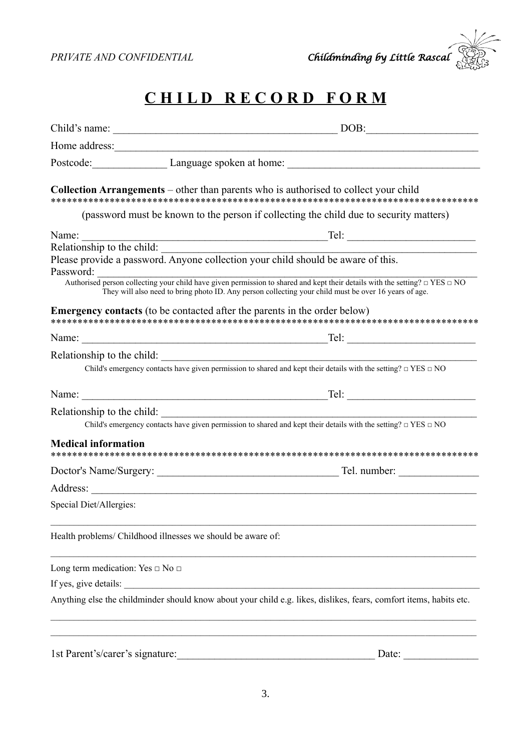*PRIVATE AND CONFIDENTIAL* *Childminding by Little Rascal*

# CHILD RECORD FORM

Child's name: ________________________________________ DOB:____________________

Home address:____________________________________________________________________

Postcode:______________ Language spoken at home: ___________________________________

**Collection Arrangements** – other than parents who is authorised to collect your child
*******************************************************************************

(password must be known to the person if collecting the child due to security matters)

Name: ____________________________________________Tel: ________________________

Relationship to the child: ________________________________________________________

Please provide a password. Anyone collection your child should be aware of this.

Password: ______________________________________________________________________

Authorised person collecting your child have given permission to shared and kept their details with the setting? □ YES □ NO
They will also need to bring photo ID. Any person collecting your child must be over 16 years of age.

**Emergency contacts** (to be contacted after the parents in the order below)
*******************************************************************************

Name: ____________________________________________Tel: ________________________

Relationship to the child: ________________________________________________________

Child's emergency contacts have given permission to shared and kept their details with the setting? □ YES □ NO

Name: ____________________________________________Tel: ________________________

Relationship to the child: ________________________________________________________

Child's emergency contacts have given permission to shared and kept their details with the setting? □ YES □ NO

**Medical information**
*******************************************************************************

Doctor's Name/Surgery: ________________________________ Tel. number: _______________

Address: _______________________________________________________________________

Special Diet/Allergies:

_________________________________________________________________________________

Health problems/ Childhood illnesses we should be aware of:

_________________________________________________________________________________

Long term medication: Yes □ No □

If yes, give details: _______________________________________________________________

Anything else the childminder should know about your child e.g. likes, dislikes, fears, comfort items, habits etc.

_________________________________________________________________________________

_________________________________________________________________________________

1st Parent's/carer's signature:____________________________________ Date: _____________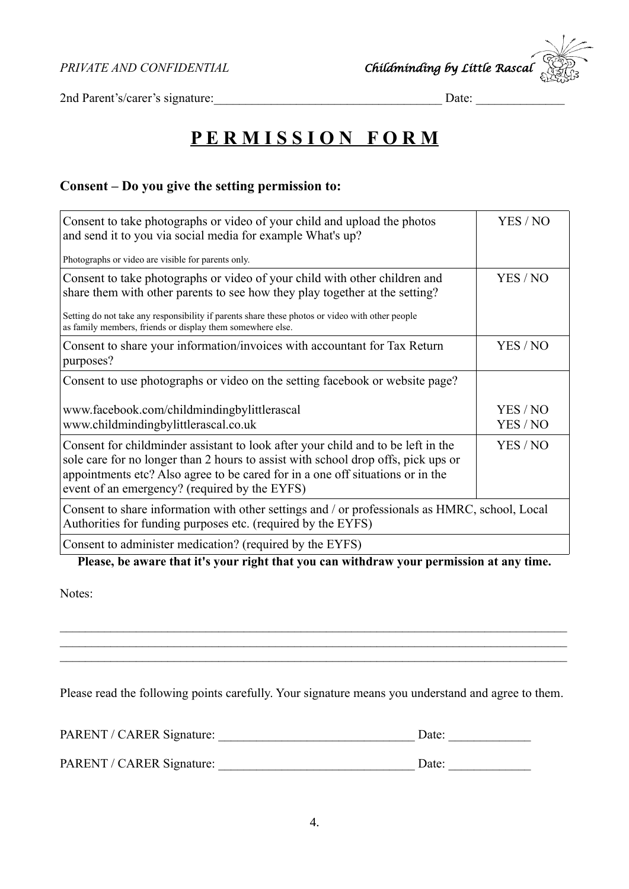*PRIVATE AND CONFIDENTIAL*

2nd Parent's/carer's signature:___________________________________ Date: _____________

# PERMISSION FORM

**Consent – Do you give the setting permission to:**

| | |
|---|---|
| Consent to take photographs or video of your child and upload the photos and send it to you via social media for example What's up?<br><br>Photographs or video are visible for parents only. | YES / NO |
| Consent to take photographs or video of your child with other children and share them with other parents to see how they play together at the setting?<br><br>Setting do not take any responsibility if parents share these photos or video with other people as family members, friends or display them somewhere else. | YES / NO |
| Consent to share your information/invoices with accountant for Tax Return purposes? | YES / NO |
| Consent to use photographs or video on the setting facebook or website page?<br><br>www.facebook.com/childmindingbylittlerascal<br>www.childmindingbylittlerascal.co.uk | <br><br>YES / NO<br>YES / NO |
| Consent for childminder assistant to look after your child and to be left in the sole care for no longer than 2 hours to assist with school drop offs, pick ups or appointments etc? Also agree to be cared for in a one off situations or in the event of an emergency? (required by the EYFS) | YES / NO |
| Consent to share information with other settings and / or professionals as HMRC, school, Local Authorities for funding purposes etc. (required by the EYFS) | |
| Consent to administer medication? (required by the EYFS) | |

**Please, be aware that it's your right that you can withdraw your permission at any time.**

Notes:

_______________________________________________________________________________
_______________________________________________________________________________
_______________________________________________________________________________

Please read the following points carefully. Your signature means you understand and agree to them.

PARENT / CARER Signature: ______________________________ Date: ____________

PARENT / CARER Signature: ______________________________ Date: ____________